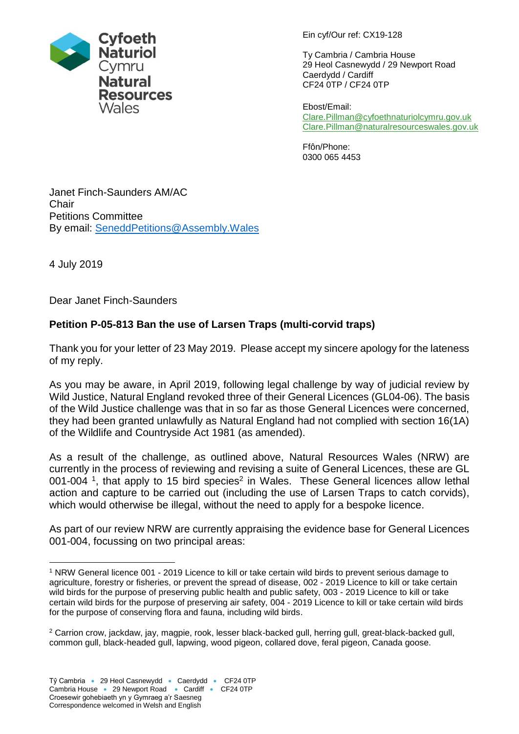Cyfoeth Naturiol Cymru
Natural Resources Wales

Ein cyf/Our ref: CX19-128

Ty Cambria / Cambria House
29 Heol Casnewydd / 29 Newport Road
Caerdydd / Cardiff
CF24 0TP / CF24 0TP

Ebost/Email:
Clare.Pillman@cyfoethnaturiolcymru.gov.uk
Clare.Pillman@naturalresourceswales.gov.uk

Ffôn/Phone:
0300 065 4453

Janet Finch-Saunders AM/AC
Chair
Petitions Committee
By email: SeneddPetitions@Assembly.Wales

4 July 2019

Dear Janet Finch-Saunders

**Petition P-05-813 Ban the use of Larsen Traps (multi-corvid traps)**

Thank you for your letter of 23 May 2019. Please accept my sincere apology for the lateness of my reply.

As you may be aware, in April 2019, following legal challenge by way of judicial review by Wild Justice, Natural England revoked three of their General Licences (GL04-06). The basis of the Wild Justice challenge was that in so far as those General Licences were concerned, they had been granted unlawfully as Natural England had not complied with section 16(1A) of the Wildlife and Countryside Act 1981 (as amended).

As a result of the challenge, as outlined above, Natural Resources Wales (NRW) are currently in the process of reviewing and revising a suite of General Licences, these are GL 001-004 [1], that apply to 15 bird species[2] in Wales. These General licences allow lethal action and capture to be carried out (including the use of Larsen Traps to catch corvids), which would otherwise be illegal, without the need to apply for a bespoke licence.

As part of our review NRW are currently appraising the evidence base for General Licences 001-004, focussing on two principal areas:

---

[1] NRW General licence 001 - 2019 Licence to kill or take certain wild birds to prevent serious damage to agriculture, forestry or fisheries, or prevent the spread of disease, 002 - 2019 Licence to kill or take certain wild birds for the purpose of preserving public health and public safety, 003 - 2019 Licence to kill or take certain wild birds for the purpose of preserving air safety, 004 - 2019 Licence to kill or take certain wild birds for the purpose of conserving flora and fauna, including wild birds.

[2] Carrion crow, jackdaw, jay, magpie, rook, lesser black-backed gull, herring gull, great-black-backed gull, common gull, black-headed gull, lapwing, wood pigeon, collared dove, feral pigeon, Canada goose.

Tŷ Cambria • 29 Heol Casnewydd • Caerdydd • CF24 0TP
Cambria House • 29 Newport Road • Cardiff • CF24 0TP
Croesewir gohebiaeth yn y Gymraeg a'r Saesneg
Correspondence welcomed in Welsh and English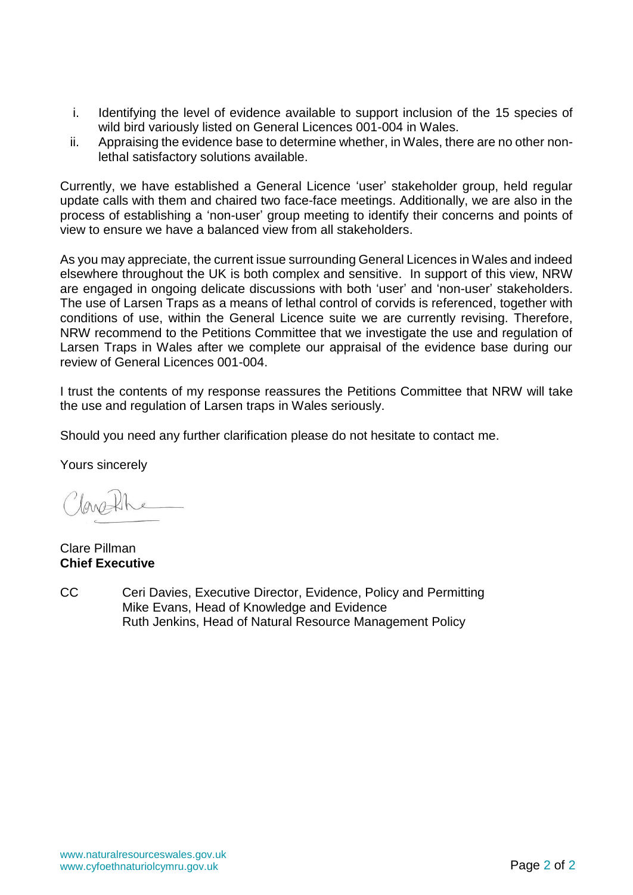i. Identifying the level of evidence available to support inclusion of the 15 species of wild bird variously listed on General Licences 001-004 in Wales.
ii. Appraising the evidence base to determine whether, in Wales, there are no other non-lethal satisfactory solutions available.

Currently, we have established a General Licence 'user' stakeholder group, held regular update calls with them and chaired two face-face meetings. Additionally, we are also in the process of establishing a 'non-user' group meeting to identify their concerns and points of view to ensure we have a balanced view from all stakeholders.

As you may appreciate, the current issue surrounding General Licences in Wales and indeed elsewhere throughout the UK is both complex and sensitive. In support of this view, NRW are engaged in ongoing delicate discussions with both 'user' and 'non-user' stakeholders. The use of Larsen Traps as a means of lethal control of corvids is referenced, together with conditions of use, within the General Licence suite we are currently revising. Therefore, NRW recommend to the Petitions Committee that we investigate the use and regulation of Larsen Traps in Wales after we complete our appraisal of the evidence base during our review of General Licences 001-004.

I trust the contents of my response reassures the Petitions Committee that NRW will take the use and regulation of Larsen traps in Wales seriously.

Should you need any further clarification please do not hesitate to contact me.

Yours sincerely

Clare Pillman
**Chief Executive**

CC Ceri Davies, Executive Director, Evidence, Policy and Permitting
Mike Evans, Head of Knowledge and Evidence
Ruth Jenkins, Head of Natural Resource Management Policy

www.naturalresourceswales.gov.uk
www.cyfoethnaturiolcymru.gov.uk